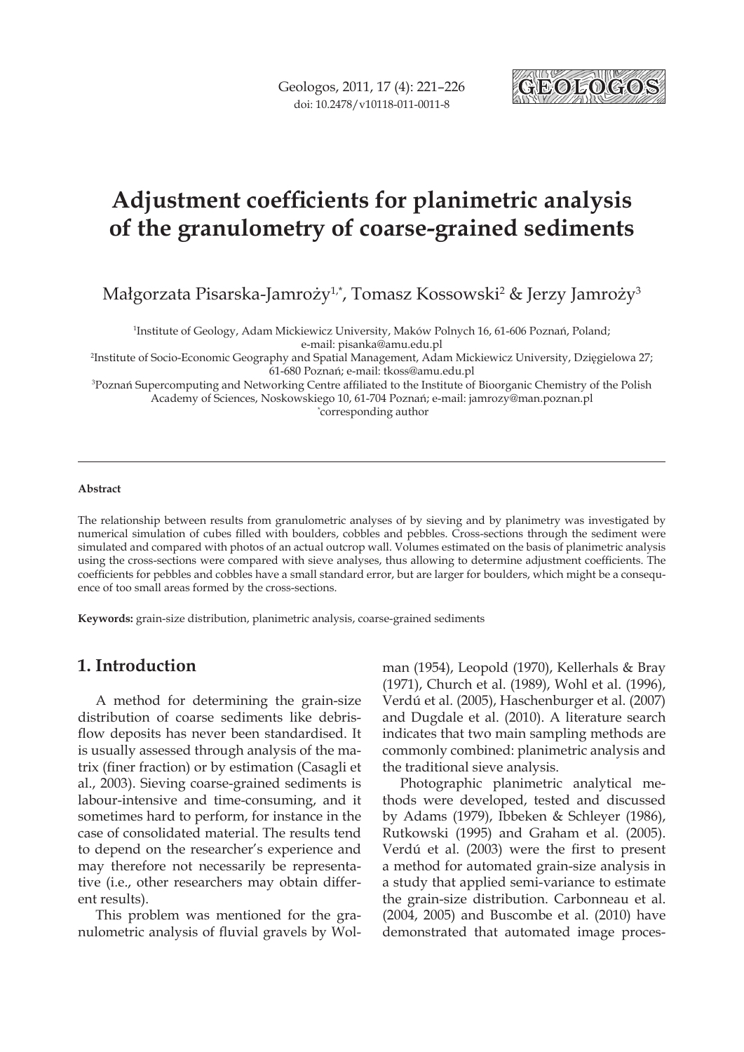# Adjustment coefficients for planimetric analysis of the granulometry of coarse-grained sediments

Małgorzata Pisarska-Jamroży[1,*], Tomasz Kossowski[2] & Jerzy Jamroży[3]

[1]Institute of Geology, Adam Mickiewicz University, Maków Polnych 16, 61-606 Poznań, Poland; e-mail: pisanka@amu.edu.pl

[2]Institute of Socio-Economic Geography and Spatial Management, Adam Mickiewicz University, Dzięgielowa 27; 61-680 Poznań; e-mail: tkoss@amu.edu.pl

[3]Poznań Supercomputing and Networking Centre affiliated to the Institute of Bioorganic Chemistry of the Polish Academy of Sciences, Noskowskiego 10, 61-704 Poznań; e-mail: jamrozy@man.poznan.pl

[*]corresponding author

**Abstract**

The relationship between results from granulometric analyses of by sieving and by planimetry was investigated by numerical simulation of cubes filled with boulders, cobbles and pebbles. Cross-sections through the sediment were simulated and compared with photos of an actual outcrop wall. Volumes estimated on the basis of planimetric analysis using the cross-sections were compared with sieve analyses, thus allowing to determine adjustment coefficients. The coefficients for pebbles and cobbles have a small standard error, but are larger for boulders, which might be a consequence of too small areas formed by the cross-sections.

**Keywords:** grain-size distribution, planimetric analysis, coarse-grained sediments

## 1. Introduction

A method for determining the grain-size distribution of coarse sediments like debris-flow deposits has never been standardised. It is usually assessed through analysis of the matrix (finer fraction) or by estimation (Casagli et al., 2003). Sieving coarse-grained sediments is labour-intensive and time-consuming, and it sometimes hard to perform, for instance in the case of consolidated material. The results tend to depend on the researcher's experience and may therefore not necessarily be representative (i.e., other researchers may obtain different results).

This problem was mentioned for the granulometric analysis of fluvial gravels by Wolman (1954), Leopold (1970), Kellerhals & Bray (1971), Church et al. (1989), Wohl et al. (1996), Verdú et al. (2005), Haschenburger et al. (2007) and Dugdale et al. (2010). A literature search indicates that two main sampling methods are commonly combined: planimetric analysis and the traditional sieve analysis.

Photographic planimetric analytical methods were developed, tested and discussed by Adams (1979), Ibbeken & Schleyer (1986), Rutkowski (1995) and Graham et al. (2005). Verdú et al. (2003) were the first to present a method for automated grain-size analysis in a study that applied semi-variance to estimate the grain-size distribution. Carbonneau et al. (2004, 2005) and Buscombe et al. (2010) have demonstrated that automated image proces-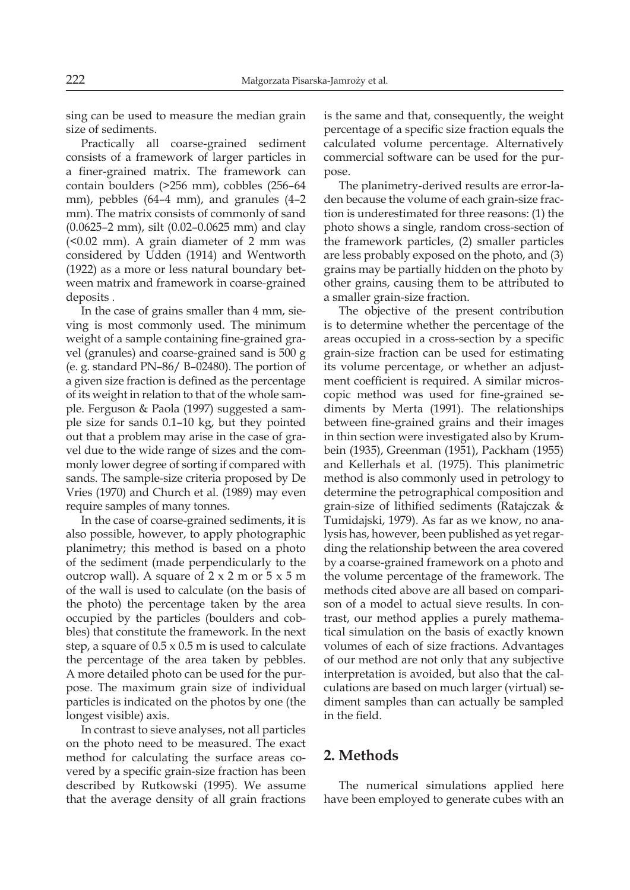sing can be used to measure the median grain size of sediments.

Practically all coarse-grained sediment consists of a framework of larger particles in a finer-grained matrix. The framework can contain boulders (>256 mm), cobbles (256–64 mm), pebbles (64–4 mm), and granules (4–2 mm). The matrix consists of commonly of sand (0.0625–2 mm), silt (0.02–0.0625 mm) and clay (<0.02 mm). A grain diameter of 2 mm was considered by Udden (1914) and Wentworth (1922) as a more or less natural boundary between matrix and framework in coarse-grained deposits .

In the case of grains smaller than 4 mm, sieving is most commonly used. The minimum weight of a sample containing fine-grained gravel (granules) and coarse-grained sand is 500 g (e. g. standard PN–86/ B–02480). The portion of a given size fraction is defined as the percentage of its weight in relation to that of the whole sample. Ferguson & Paola (1997) suggested a sample size for sands 0.1–10 kg, but they pointed out that a problem may arise in the case of gravel due to the wide range of sizes and the commonly lower degree of sorting if compared with sands. The sample-size criteria proposed by De Vries (1970) and Church et al. (1989) may even require samples of many tonnes.

In the case of coarse-grained sediments, it is also possible, however, to apply photographic planimetry; this method is based on a photo of the sediment (made perpendicularly to the outcrop wall). A square of 2 x 2 m or 5 x 5 m of the wall is used to calculate (on the basis of the photo) the percentage taken by the area occupied by the particles (boulders and cobbles) that constitute the framework. In the next step, a square of 0.5 x 0.5 m is used to calculate the percentage of the area taken by pebbles. A more detailed photo can be used for the purpose. The maximum grain size of individual particles is indicated on the photos by one (the longest visible) axis.

In contrast to sieve analyses, not all particles on the photo need to be measured. The exact method for calculating the surface areas covered by a specific grain-size fraction has been described by Rutkowski (1995). We assume that the average density of all grain fractions is the same and that, consequently, the weight percentage of a specific size fraction equals the calculated volume percentage. Alternatively commercial software can be used for the purpose.

The planimetry-derived results are error-laden because the volume of each grain-size fraction is underestimated for three reasons: (1) the photo shows a single, random cross-section of the framework particles, (2) smaller particles are less probably exposed on the photo, and (3) grains may be partially hidden on the photo by other grains, causing them to be attributed to a smaller grain-size fraction.

The objective of the present contribution is to determine whether the percentage of the areas occupied in a cross-section by a specific grain-size fraction can be used for estimating its volume percentage, or whether an adjustment coefficient is required. A similar microscopic method was used for fine-grained sediments by Merta (1991). The relationships between fine-grained grains and their images in thin section were investigated also by Krumbein (1935), Greenman (1951), Packham (1955) and Kellerhals et al. (1975). This planimetric method is also commonly used in petrology to determine the petrographical composition and grain-size of lithified sediments (Ratajczak & Tumidajski, 1979). As far as we know, no analysis has, however, been published as yet regarding the relationship between the area covered by a coarse-grained framework on a photo and the volume percentage of the framework. The methods cited above are all based on comparison of a model to actual sieve results. In contrast, our method applies a purely mathematical simulation on the basis of exactly known volumes of each of size fractions. Advantages of our method are not only that any subjective interpretation is avoided, but also that the calculations are based on much larger (virtual) sediment samples than can actually be sampled in the field.

## 2. Methods

The numerical simulations applied here have been employed to generate cubes with an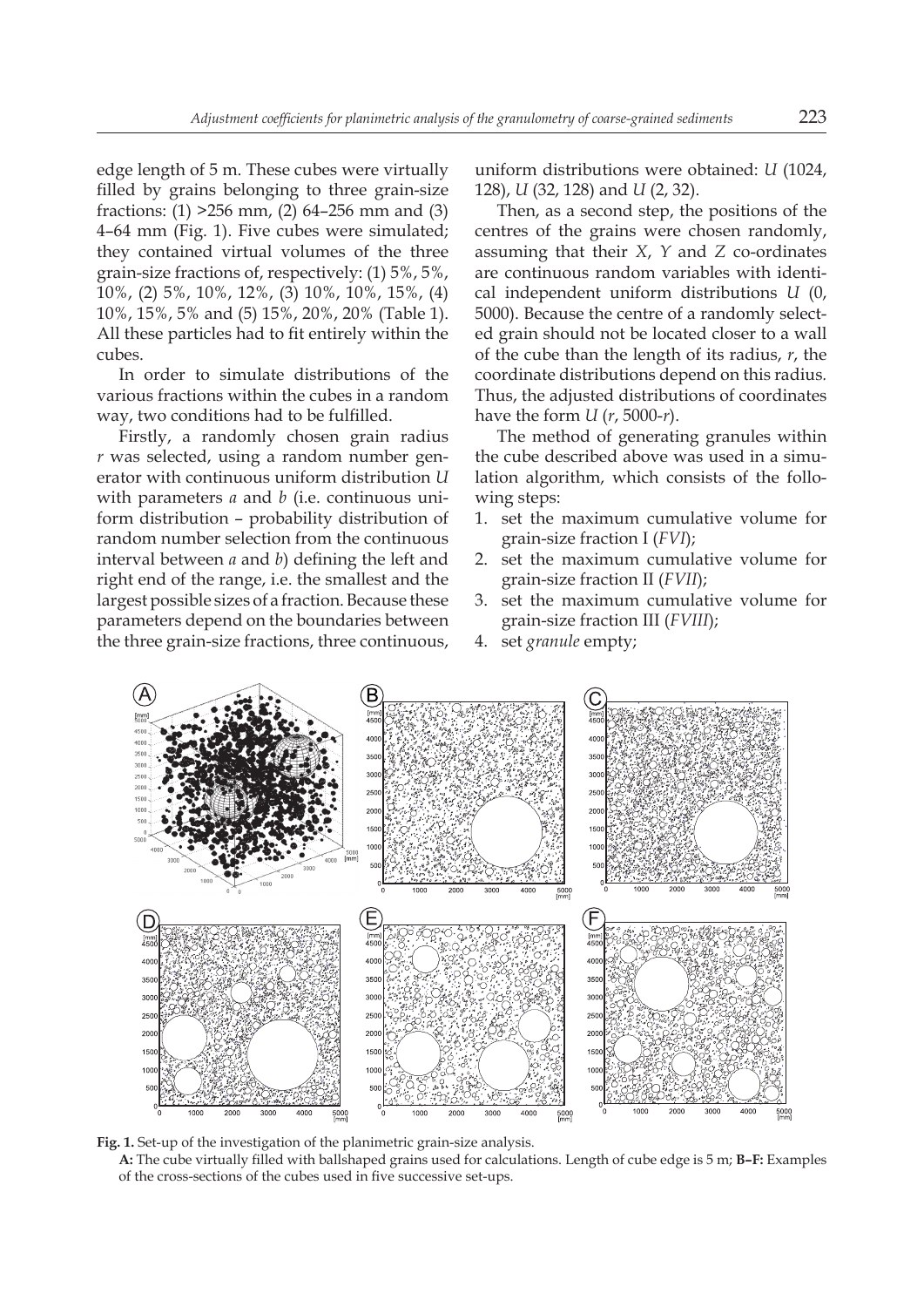edge length of 5 m. These cubes were virtually filled by grains belonging to three grain-size fractions: (1) >256 mm, (2) 64–256 mm and (3) 4–64 mm (Fig. 1). Five cubes were simulated; they contained virtual volumes of the three grain-size fractions of, respectively: (1) 5%, 5%, 10%, (2) 5%, 10%, 12%, (3) 10%, 10%, 15%, (4) 10%, 15%, 5% and (5) 15%, 20%, 20% (Table 1). All these particles had to fit entirely within the cubes.

In order to simulate distributions of the various fractions within the cubes in a random way, two conditions had to be fulfilled.

Firstly, a randomly chosen grain radius $r$ was selected, using a random number generator with continuous uniform distribution $U$ with parameters $a$ and $b$ (i.e. continuous uniform distribution – probability distribution of random number selection from the continuous interval between $a$ and $b$) defining the left and right end of the range, i.e. the smallest and the largest possible sizes of a fraction. Because these parameters depend on the boundaries between the three grain-size fractions, three continuous, uniform distributions were obtained: $U$ (1024, 128), $U$ (32, 128) and $U$ (2, 32).

Then, as a second step, the positions of the centres of the grains were chosen randomly, assuming that their $X$, $Y$ and $Z$ co-ordinates are continuous random variables with identical independent uniform distributions $U$ (0, 5000). Because the centre of a randomly selected grain should not be located closer to a wall of the cube than the length of its radius, $r$, the coordinate distributions depend on this radius. Thus, the adjusted distributions of coordinates have the form $U$ ($r$, 5000-$r$).

The method of generating granules within the cube described above was used in a simulation algorithm, which consists of the following steps:

1. set the maximum cumulative volume for grain-size fraction I (*FVI*);
2. set the maximum cumulative volume for grain-size fraction II (*FVII*);
3. set the maximum cumulative volume for grain-size fraction III (*FVIII*);
4. set *granule* empty;

**Fig. 1.** Set-up of the investigation of the planimetric grain-size analysis.
**A:** The cube virtually filled with ballshaped grains used for calculations. Length of cube edge is 5 m; **B–F:** Examples of the cross-sections of the cubes used in five successive set-ups.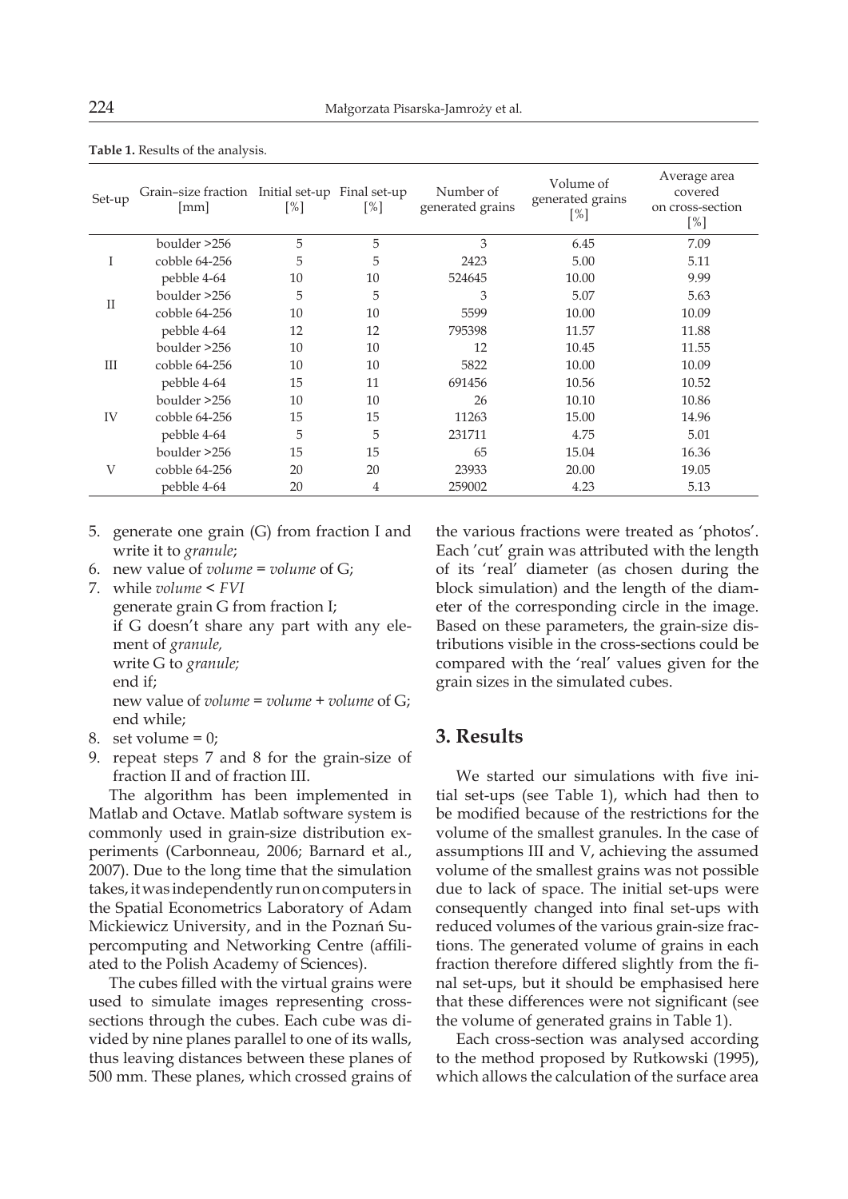**Table 1.** Results of the analysis.

| Set-up | Grain–size fraction [mm] | Initial set-up [%] | Final set-up [%] | Number of generated grains | Volume of generated grains [%] | Average area covered on cross-section [%] |
|---|---|---|---|---|---|---|
| I | boulder >256 | 5 | 5 | 3 | 6.45 | 7.09 |
| | cobble 64-256 | 5 | 5 | 2423 | 5.00 | 5.11 |
| | pebble 4-64 | 10 | 10 | 524645 | 10.00 | 9.99 |
| II | boulder >256 | 5 | 5 | 3 | 5.07 | 5.63 |
| | cobble 64-256 | 10 | 10 | 5599 | 10.00 | 10.09 |
| | pebble 4-64 | 12 | 12 | 795398 | 11.57 | 11.88 |
| III | boulder >256 | 10 | 10 | 12 | 10.45 | 11.55 |
| | cobble 64-256 | 10 | 10 | 5822 | 10.00 | 10.09 |
| | pebble 4-64 | 15 | 11 | 691456 | 10.56 | 10.52 |
| IV | boulder >256 | 10 | 10 | 26 | 10.10 | 10.86 |
| | cobble 64-256 | 15 | 15 | 11263 | 15.00 | 14.96 |
| | pebble 4-64 | 5 | 5 | 231711 | 4.75 | 5.01 |
| V | boulder >256 | 15 | 15 | 65 | 15.04 | 16.36 |
| | cobble 64-256 | 20 | 20 | 23933 | 20.00 | 19.05 |
| | pebble 4-64 | 20 | 4 | 259002 | 4.23 | 5.13 |

5. generate one grain (G) from fraction I and write it to *granule*;
6. new value of *volume* = *volume* of G;
7. while *volume* < *FVI*
   generate grain G from fraction I;
   if G doesn't share any part with any element of *granule,*
   write G to *granule;*
   end if;
   new value of *volume* = *volume* + *volume* of G;
   end while;
8. set volume = 0;
9. repeat steps 7 and 8 for the grain-size of fraction II and of fraction III.

The algorithm has been implemented in Matlab and Octave. Matlab software system is commonly used in grain-size distribution experiments (Carbonneau, 2006; Barnard et al., 2007). Due to the long time that the simulation takes, it was independently run on computers in the Spatial Econometrics Laboratory of Adam Mickiewicz University, and in the Poznań Supercomputing and Networking Centre (affiliated to the Polish Academy of Sciences).

The cubes filled with the virtual grains were used to simulate images representing cross-sections through the cubes. Each cube was divided by nine planes parallel to one of its walls, thus leaving distances between these planes of 500 mm. These planes, which crossed grains of the various fractions were treated as 'photos'. Each 'cut' grain was attributed with the length of its 'real' diameter (as chosen during the block simulation) and the length of the diameter of the corresponding circle in the image. Based on these parameters, the grain-size distributions visible in the cross-sections could be compared with the 'real' values given for the grain sizes in the simulated cubes.

## 3. Results

We started our simulations with five initial set-ups (see Table 1), which had then to be modified because of the restrictions for the volume of the smallest granules. In the case of assumptions III and V, achieving the assumed volume of the smallest grains was not possible due to lack of space. The initial set-ups were consequently changed into final set-ups with reduced volumes of the various grain-size fractions. The generated volume of grains in each fraction therefore differed slightly from the final set-ups, but it should be emphasised here that these differences were not significant (see the volume of generated grains in Table 1).

Each cross-section was analysed according to the method proposed by Rutkowski (1995), which allows the calculation of the surface area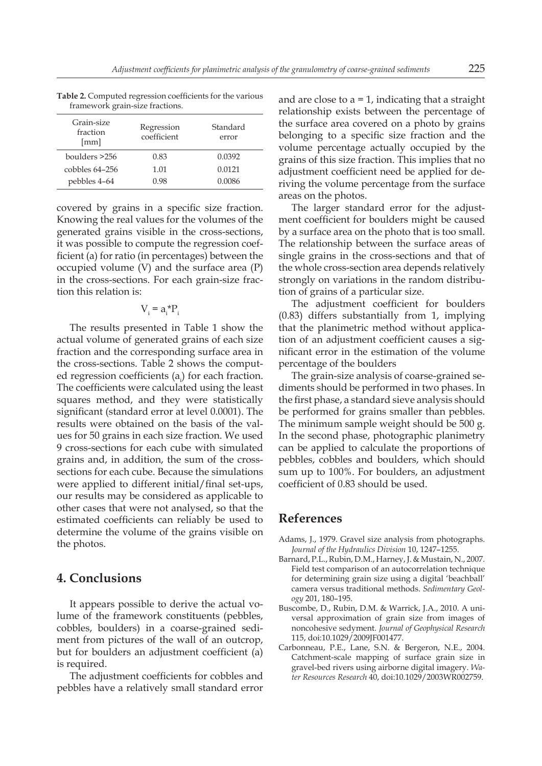**Table 2.** Computed regression coefficients for the various framework grain-size fractions.

| Grain-size fraction [mm] | Regression coefficient | Standard error |
|---|---|---|
| boulders >256 | 0.83 | 0.0392 |
| cobbles 64–256 | 1.01 | 0.0121 |
| pebbles 4–64 | 0.98 | 0.0086 |

covered by grains in a specific size fraction. Knowing the real values for the volumes of the generated grains visible in the cross-sections, it was possible to compute the regression coefficient (a) for ratio (in percentages) between the occupied volume (V) and the surface area (P) in the cross-sections. For each grain-size fraction this relation is:

$$V_i = a_i * P_i$$

The results presented in Table 1 show the actual volume of generated grains of each size fraction and the corresponding surface area in the cross-sections. Table 2 shows the computed regression coefficients ($a_i$) for each fraction. The coefficients were calculated using the least squares method, and they were statistically significant (standard error at level 0.0001). The results were obtained on the basis of the values for 50 grains in each size fraction. We used 9 cross-sections for each cube with simulated grains and, in addition, the sum of the cross-sections for each cube. Because the simulations were applied to different initial/final set-ups, our results may be considered as applicable to other cases that were not analysed, so that the estimated coefficients can reliably be used to determine the volume of the grains visible on the photos.

## 4. Conclusions

It appears possible to derive the actual volume of the framework constituents (pebbles, cobbles, boulders) in a coarse-grained sediment from pictures of the wall of an outcrop, but for boulders an adjustment coefficient (a) is required.

The adjustment coefficients for cobbles and pebbles have a relatively small standard error and are close to a = 1, indicating that a straight relationship exists between the percentage of the surface area covered on a photo by grains belonging to a specific size fraction and the volume percentage actually occupied by the grains of this size fraction. This implies that no adjustment coefficient need be applied for deriving the volume percentage from the surface areas on the photos.

The larger standard error for the adjustment coefficient for boulders might be caused by a surface area on the photo that is too small. The relationship between the surface areas of single grains in the cross-sections and that of the whole cross-section area depends relatively strongly on variations in the random distribution of grains of a particular size.

The adjustment coefficient for boulders (0.83) differs substantially from 1, implying that the planimetric method without application of an adjustment coefficient causes a significant error in the estimation of the volume percentage of the boulders

The grain-size analysis of coarse-grained sediments should be performed in two phases. In the first phase, a standard sieve analysis should be performed for grains smaller than pebbles. The minimum sample weight should be 500 g. In the second phase, photographic planimetry can be applied to calculate the proportions of pebbles, cobbles and boulders, which should sum up to 100%. For boulders, an adjustment coefficient of 0.83 should be used.

## References

Adams, J., 1979. Gravel size analysis from photographs. *Journal of the Hydraulics Division* 10, 1247–1255.

Barnard, P.L., Rubin, D.M., Harney, J. & Mustain, N., 2007. Field test comparison of an autocorrelation technique for determining grain size using a digital 'beachball' camera versus traditional methods. *Sedimentary Geology* 201, 180–195.

Buscombe, D., Rubin, D.M. & Warrick, J.A., 2010. A universal approximation of grain size from images of noncohesive sedyment. *Journal of Geophysical Research* 115, doi:10.1029/2009JF001477.

Carbonneau, P.E., Lane, S.N. & Bergeron, N.E., 2004. Catchment-scale mapping of surface grain size in gravel-bed rivers using airborne digital imagery. *Water Resources Research* 40, doi:10.1029/2003WR002759.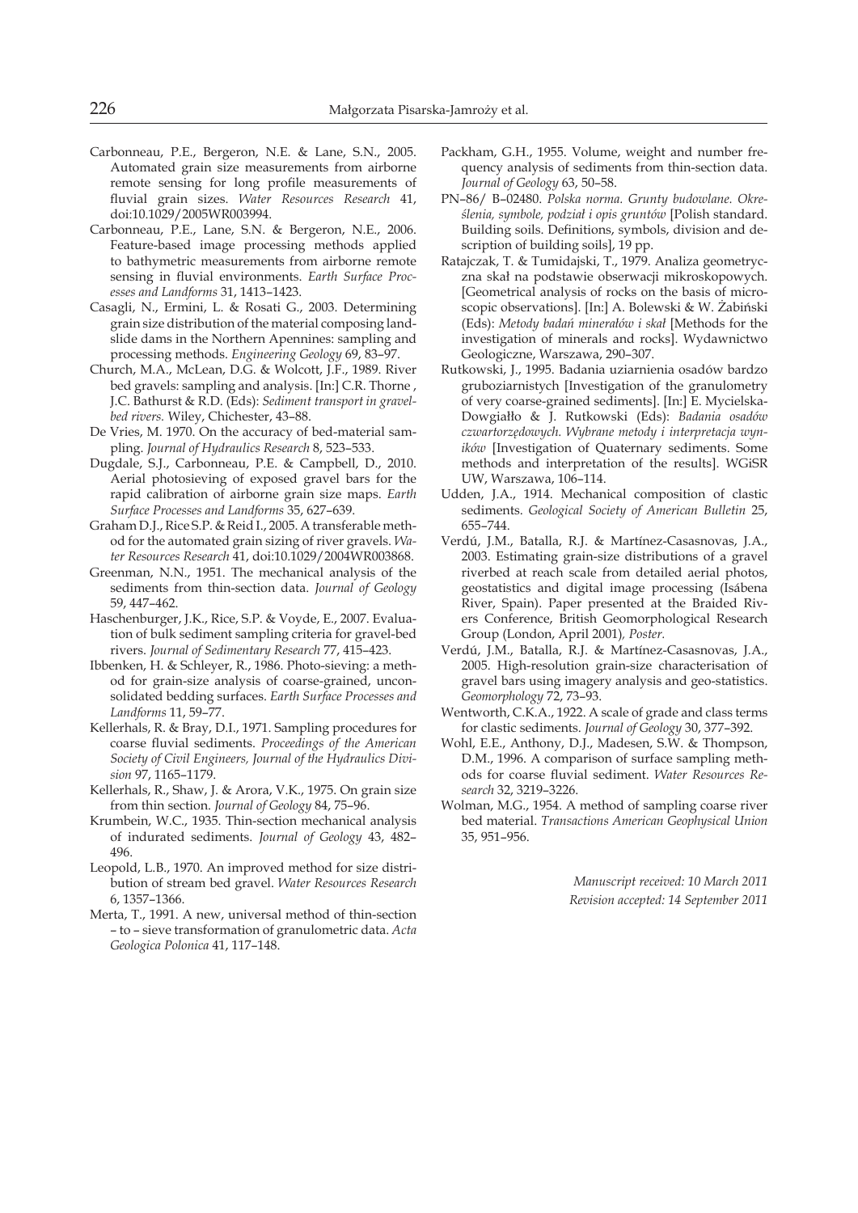Carbonneau, P.E., Bergeron, N.E. & Lane, S.N., 2005. Automated grain size measurements from airborne remote sensing for long profile measurements of fluvial grain sizes. *Water Resources Research* 41, doi:10.1029/2005WR003994.

Carbonneau, P.E., Lane, S.N. & Bergeron, N.E., 2006. Feature-based image processing methods applied to bathymetric measurements from airborne remote sensing in fluvial environments. *Earth Surface Processes and Landforms* 31, 1413–1423.

Casagli, N., Ermini, L. & Rosati G., 2003. Determining grain size distribution of the material composing landslide dams in the Northern Apennines: sampling and processing methods. *Engineering Geology* 69, 83–97.

Church, M.A., McLean, D.G. & Wolcott, J.F., 1989. River bed gravels: sampling and analysis. [In:] C.R. Thorne , J.C. Bathurst & R.D. (Eds): *Sediment transport in gravel-bed rivers*. Wiley, Chichester, 43–88.

De Vries, M. 1970. On the accuracy of bed-material sampling. *Journal of Hydraulics Research* 8, 523–533.

Dugdale, S.J., Carbonneau, P.E. & Campbell, D., 2010. Aerial photosieving of exposed gravel bars for the rapid calibration of airborne grain size maps. *Earth Surface Processes and Landforms* 35, 627–639.

Graham D.J., Rice S.P. & Reid I., 2005. A transferable method for the automated grain sizing of river gravels. *Water Resources Research* 41, doi:10.1029/2004WR003868.

Greenman, N.N., 1951. The mechanical analysis of the sediments from thin-section data. *Journal of Geology* 59, 447–462.

Haschenburger, J.K., Rice, S.P. & Voyde, E., 2007. Evaluation of bulk sediment sampling criteria for gravel-bed rivers. *Journal of Sedimentary Research* 77, 415–423.

Ibbenken, H. & Schleyer, R., 1986. Photo-sieving: a method for grain-size analysis of coarse-grained, unconsolidated bedding surfaces. *Earth Surface Processes and Landforms* 11, 59–77.

Kellerhals, R. & Bray, D.I., 1971. Sampling procedures for coarse fluvial sediments. *Proceedings of the American Society of Civil Engineers, Journal of the Hydraulics Division* 97, 1165–1179.

Kellerhals, R., Shaw, J. & Arora, V.K., 1975. On grain size from thin section. *Journal of Geology* 84, 75–96.

Krumbein, W.C., 1935. Thin-section mechanical analysis of indurated sediments. *Journal of Geology* 43, 482–496.

Leopold, L.B., 1970. An improved method for size distribution of stream bed gravel. *Water Resources Research* 6, 1357–1366.

Merta, T., 1991. A new, universal method of thin-section – to – sieve transformation of granulometric data. *Acta Geologica Polonica* 41, 117–148.

Packham, G.H., 1955. Volume, weight and number frequency analysis of sediments from thin-section data. *Journal of Geology* 63, 50–58.

PN–86/ B–02480. *Polska norma. Grunty budowlane. Określenia, symbole, podział i opis gruntów* [Polish standard. Building soils. Definitions, symbols, division and description of building soils], 19 pp.

Ratajczak, T. & Tumidajski, T., 1979. Analiza geometryczna skał na podstawie obserwacji mikroskopowych. [Geometrical analysis of rocks on the basis of microscopic observations]. [In:] A. Bolewski & W. Żabiński (Eds): *Metody badań minerałów i skał* [Methods for the investigation of minerals and rocks]. Wydawnictwo Geologiczne, Warszawa, 290–307.

Rutkowski, J., 1995. Badania uziarnienia osadów bardzo gruboziarnistych [Investigation of the granulometry of very coarse-grained sediments]. [In:] E. Mycielska-Dowgiałło & J. Rutkowski (Eds): *Badania osadów czwartorzędowych. Wybrane metody i interpretacja wyników* [Investigation of Quaternary sediments. Some methods and interpretation of the results]. WGiSR UW, Warszawa, 106–114.

Udden, J.A., 1914. Mechanical composition of clastic sediments. *Geological Society of American Bulletin* 25, 655–744.

Verdú, J.M., Batalla, R.J. & Martínez-Casasnovas, J.A., 2003. Estimating grain-size distributions of a gravel riverbed at reach scale from detailed aerial photos, geostatistics and digital image processing (Isábena River, Spain). Paper presented at the Braided Rivers Conference, British Geomorphological Research Group (London, April 2001), *Poster.*

Verdú, J.M., Batalla, R.J. & Martínez-Casasnovas, J.A., 2005. High-resolution grain-size characterisation of gravel bars using imagery analysis and geo-statistics. *Geomorphology* 72, 73–93.

Wentworth, C.K.A., 1922. A scale of grade and class terms for clastic sediments. *Journal of Geology* 30, 377–392.

Wohl, E.E., Anthony, D.J., Madesen, S.W. & Thompson, D.M., 1996. A comparison of surface sampling methods for coarse fluvial sediment. *Water Resources Research* 32, 3219–3226.

Wolman, M.G., 1954. A method of sampling coarse river bed material. *Transactions American Geophysical Union* 35, 951–956.

*Manuscript received: 10 March 2011*
*Revision accepted: 14 September 2011*